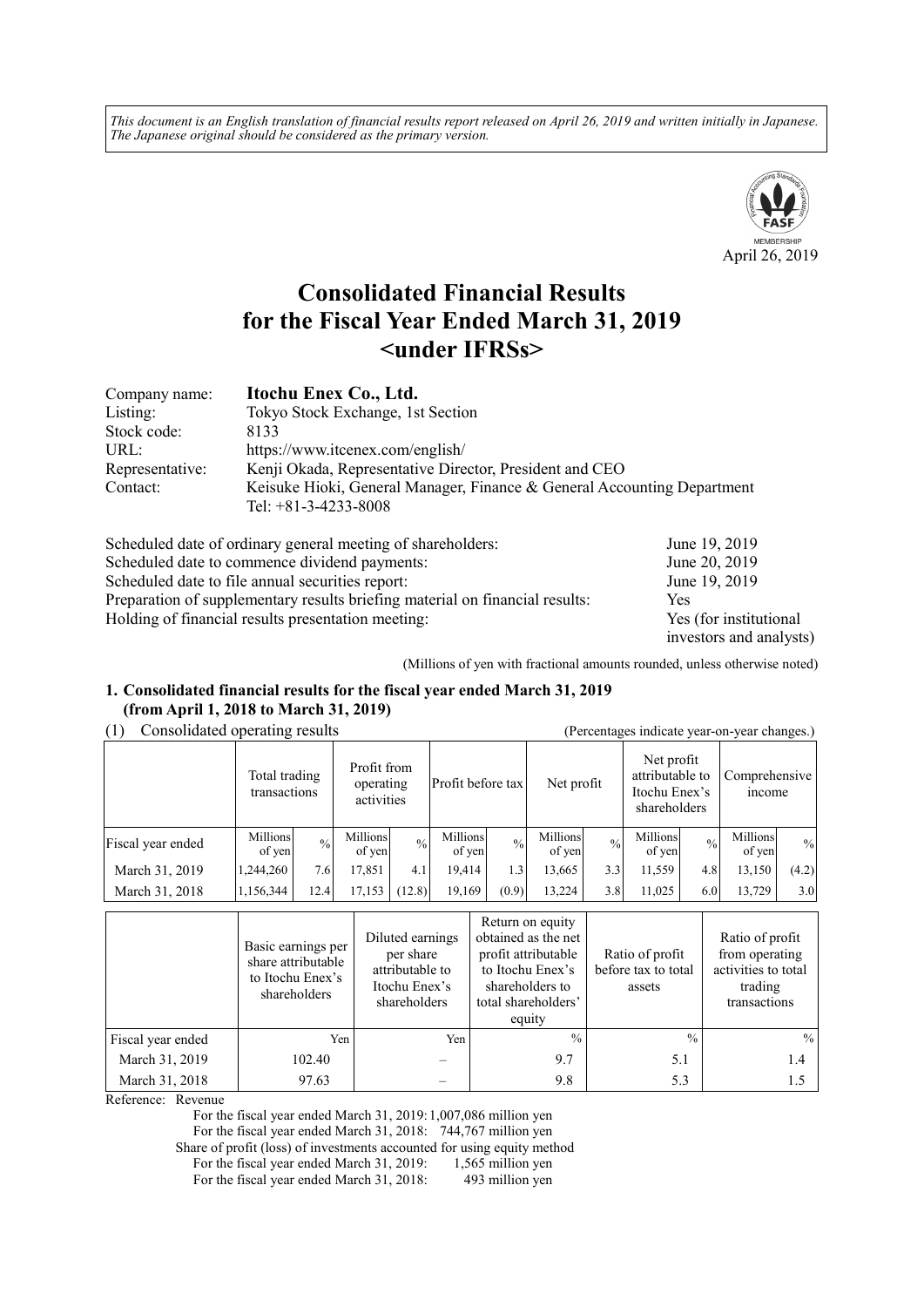*This document is an English translation of financial results report released on April 26, 2019 and written initially in Japanese. The Japanese original should be considered as the primary version.*

April 26, 2019

# Consolidated Financial Results for the Fiscal Year Ended March 31, 2019 <under IFRSs>

| | |
|---|---|
| Company name: | **Itochu Enex Co., Ltd.** |
| Listing: | Tokyo Stock Exchange, 1st Section |
| Stock code: | 8133 |
| URL: | https://www.itcenex.com/english/ |
| Representative: | Kenji Okada, Representative Director, President and CEO |
| Contact: | Keisuke Hioki, General Manager, Finance & General Accounting Department<br>Tel: +81-3-4233-8008 |

| | |
|---|---|
| Scheduled date of ordinary general meeting of shareholders: | June 19, 2019 |
| Scheduled date to commence dividend payments: | June 20, 2019 |
| Scheduled date to file annual securities report: | June 19, 2019 |
| Preparation of supplementary results briefing material on financial results: | Yes |
| Holding of financial results presentation meeting: | Yes (for institutional investors and analysts) |

(Millions of yen with fractional amounts rounded, unless otherwise noted)

## 1. Consolidated financial results for the fiscal year ended March 31, 2019 (from April 1, 2018 to March 31, 2019)

### (1) Consolidated operating results

(Percentages indicate year-on-year changes.)

| | Total trading transactions | | Profit from operating activities | | Profit before tax | | Net profit | | Net profit attributable to Itochu Enex's shareholders | | Comprehensive income | |
|---|---|---|---|---|---|---|---|---|---|---|---|---|
| Fiscal year ended | Millions of yen | % | Millions of yen | % | Millions of yen | % | Millions of yen | % | Millions of yen | % | Millions of yen | % |
| March 31, 2019 | 1,244,260 | 7.6 | 17,851 | 4.1 | 19,414 | 1.3 | 13,665 | 3.3 | 11,559 | 4.8 | 13,150 | (4.2) |
| March 31, 2018 | 1,156,344 | 12.4 | 17,153 | (12.8) | 19,169 | (0.9) | 13,224 | 3.8 | 11,025 | 6.0 | 13,729 | 3.0 |

| | Basic earnings per share attributable to Itochu Enex's shareholders | Diluted earnings per share attributable to Itochu Enex's shareholders | Return on equity obtained as the net profit attributable to Itochu Enex's shareholders to total shareholders' equity | Ratio of profit before tax to total assets | Ratio of profit from operating activities to total trading transactions |
|---|---|---|---|---|---|
| Fiscal year ended | Yen | Yen | % | % | % |
| March 31, 2019 | 102.40 | – | 9.7 | 5.1 | 1.4 |
| March 31, 2018 | 97.63 | – | 9.8 | 5.3 | 1.5 |

Reference: Revenue

For the fiscal year ended March 31, 2019: 1,007,086 million yen

For the fiscal year ended March 31, 2018: 744,767 million yen

Share of profit (loss) of investments accounted for using equity method

For the fiscal year ended March 31, 2019: 1,565 million yen

For the fiscal year ended March 31, 2018: 493 million yen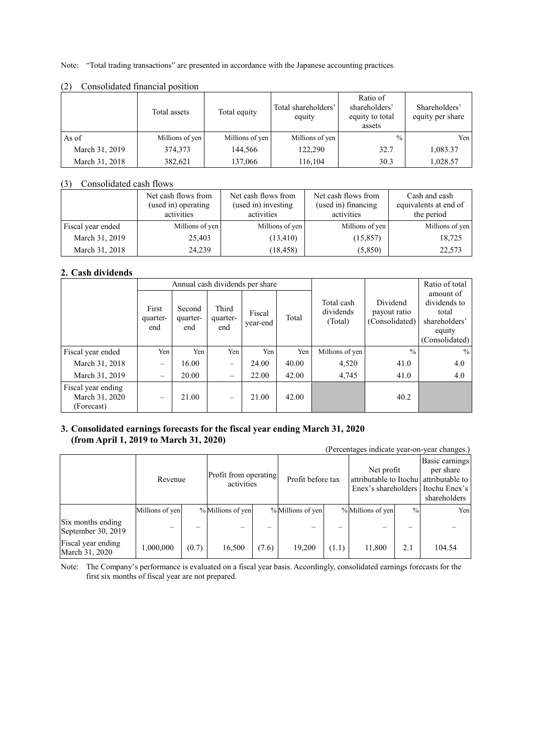Note: "Total trading transactions" are presented in accordance with the Japanese accounting practices.

(2) Consolidated financial position

| | Total assets | Total equity | Total shareholders' equity | Ratio of shareholders' equity to total assets | Shareholders' equity per share |
|---|---|---|---|---|---|
| As of | Millions of yen | Millions of yen | Millions of yen | % | Yen |
| March 31, 2019 | 374,373 | 144,566 | 122,290 | 32.7 | 1,083.37 |
| March 31, 2018 | 382,621 | 137,066 | 116,104 | 30.3 | 1,028.57 |

(3) Consolidated cash flows

| | Net cash flows from (used in) operating activities | Net cash flows from (used in) investing activities | Net cash flows from (used in) financing activities | Cash and cash equivalents at end of the period |
|---|---|---|---|---|
| Fiscal year ended | Millions of yen | Millions of yen | Millions of yen | Millions of yen |
| March 31, 2019 | 25,403 | (13,410) | (15,857) | 18,725 |
| March 31, 2018 | 24,239 | (18,458) | (5,850) | 22,573 |

## 2. Cash dividends

| | Annual cash dividends per share | | | | | Total cash dividends (Total) | Dividend payout ratio (Consolidated) | Ratio of total amount of dividends to total shareholders' equity (Consolidated) |
|---|---|---|---|---|---|---|---|---|
| | First quarter-end | Second quarter-end | Third quarter-end | Fiscal year-end | Total | | | |
| Fiscal year ended | Yen | Yen | Yen | Yen | Yen | Millions of yen | % | % |
| March 31, 2018 | – | 16.00 | – | 24.00 | 40.00 | 4,520 | 41.0 | 4.0 |
| March 31, 2019 | – | 20.00 | – | 22.00 | 42.00 | 4,745 | 41.0 | 4.0 |
| Fiscal year ending March 31, 2020 (Forecast) | – | 21.00 | – | 21.00 | 42.00 | | 40.2 | |

## 3. Consolidated earnings forecasts for the fiscal year ending March 31, 2020 (from April 1, 2019 to March 31, 2020)

(Percentages indicate year-on-year changes.)

| | Revenue | | Profit from operating activities | | Profit before tax | | Net profit attributable to Itochu Enex's shareholders | | Basic earnings per share attributable to Itochu Enex's shareholders |
|---|---|---|---|---|---|---|---|---|---|
| | Millions of yen | % | Millions of yen | % | Millions of yen | % | Millions of yen | % | Yen |
| Six months ending September 30, 2019 | – | – | – | – | – | – | – | – | – |
| Fiscal year ending March 31, 2020 | 1,000,000 | (0.7) | 16,500 | (7.6) | 19,200 | (1.1) | 11,800 | 2.1 | 104.54 |

Note: The Company's performance is evaluated on a fiscal year basis. Accordingly, consolidated earnings forecasts for the first six months of fiscal year are not prepared.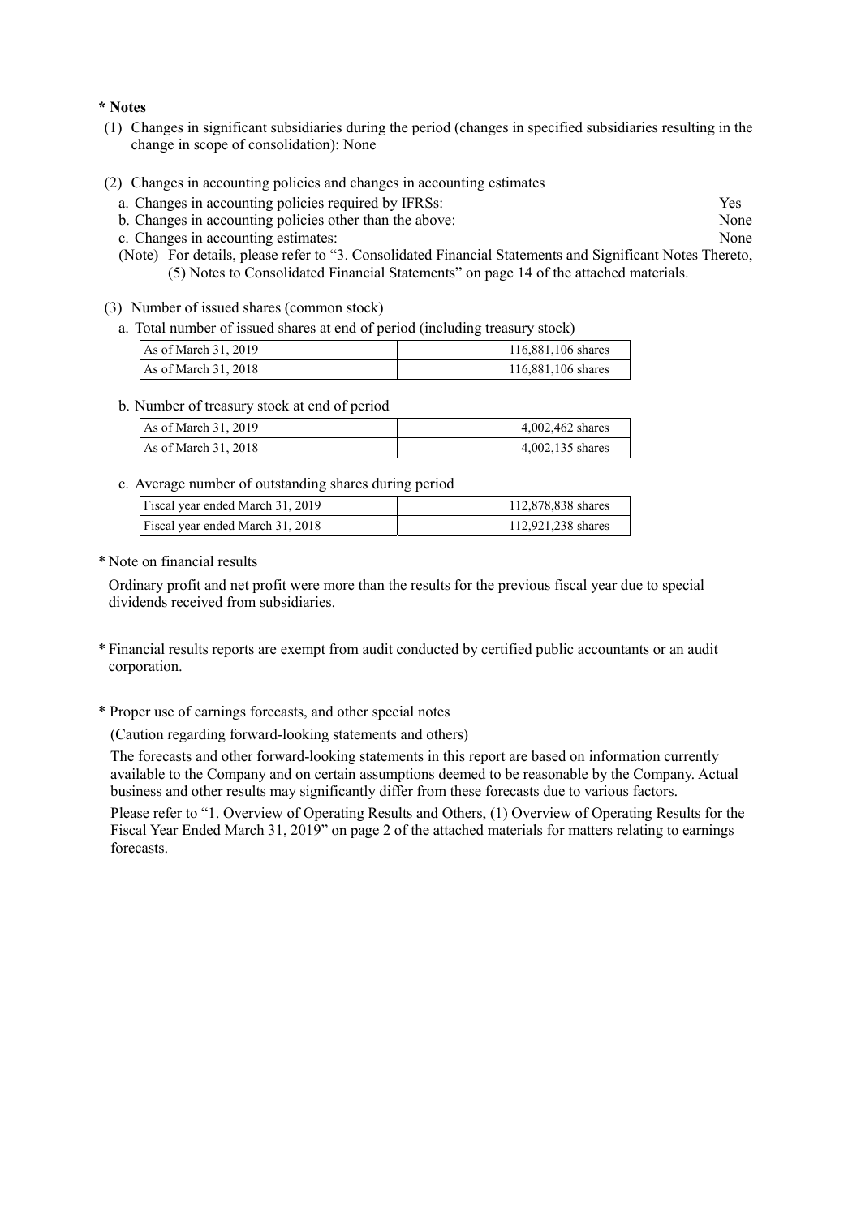**\* Notes**

(1) Changes in significant subsidiaries during the period (changes in specified subsidiaries resulting in the change in scope of consolidation): None

(2) Changes in accounting policies and changes in accounting estimates

a. Changes in accounting policies required by IFRSs: Yes

b. Changes in accounting policies other than the above: None

c. Changes in accounting estimates: None

(Note) For details, please refer to "3. Consolidated Financial Statements and Significant Notes Thereto, (5) Notes to Consolidated Financial Statements" on page 14 of the attached materials.

(3) Number of issued shares (common stock)

a. Total number of issued shares at end of period (including treasury stock)

| | |
|---|---|
| As of March 31, 2019 | 116,881,106 shares |
| As of March 31, 2018 | 116,881,106 shares |

b. Number of treasury stock at end of period

| | |
|---|---|
| As of March 31, 2019 | 4,002,462 shares |
| As of March 31, 2018 | 4,002,135 shares |

c. Average number of outstanding shares during period

| | |
|---|---|
| Fiscal year ended March 31, 2019 | 112,878,838 shares |
| Fiscal year ended March 31, 2018 | 112,921,238 shares |

\* Note on financial results

Ordinary profit and net profit were more than the results for the previous fiscal year due to special dividends received from subsidiaries.

\* Financial results reports are exempt from audit conducted by certified public accountants or an audit corporation.

\* Proper use of earnings forecasts, and other special notes

(Caution regarding forward-looking statements and others)

The forecasts and other forward-looking statements in this report are based on information currently available to the Company and on certain assumptions deemed to be reasonable by the Company. Actual business and other results may significantly differ from these forecasts due to various factors.

Please refer to "1. Overview of Operating Results and Others, (1) Overview of Operating Results for the Fiscal Year Ended March 31, 2019" on page 2 of the attached materials for matters relating to earnings forecasts.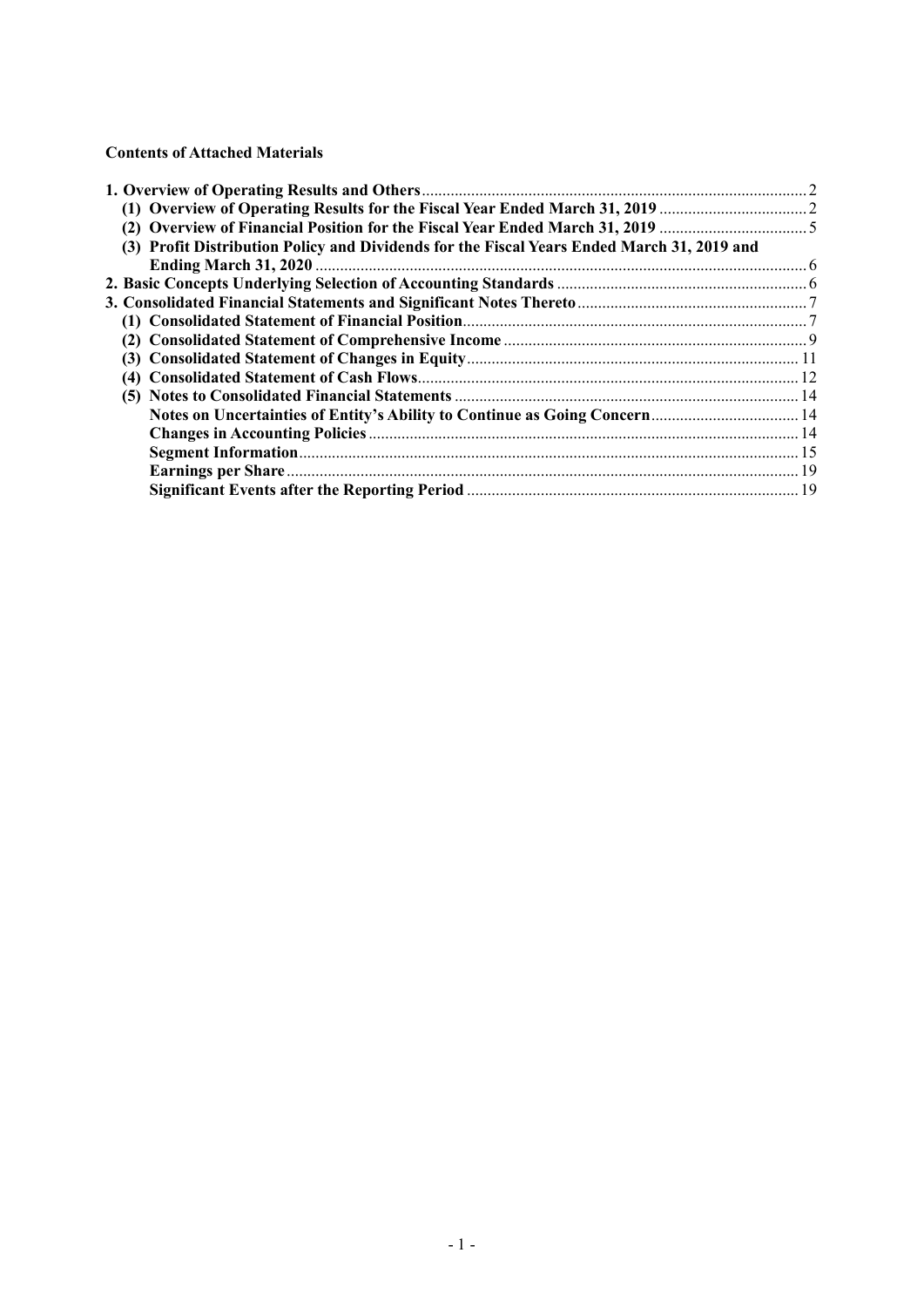**Contents of Attached Materials**

**1. Overview of Operating Results and Others** .......... 2

**(1) Overview of Operating Results for the Fiscal Year Ended March 31, 2019** .......... 2

**(2) Overview of Financial Position for the Fiscal Year Ended March 31, 2019** .......... 5

**(3) Profit Distribution Policy and Dividends for the Fiscal Years Ended March 31, 2019 and Ending March 31, 2020** .......... 6

**2. Basic Concepts Underlying Selection of Accounting Standards** .......... 6

**3. Consolidated Financial Statements and Significant Notes Thereto** .......... 7

**(1) Consolidated Statement of Financial Position** .......... 7

**(2) Consolidated Statement of Comprehensive Income** .......... 9

**(3) Consolidated Statement of Changes in Equity** .......... 11

**(4) Consolidated Statement of Cash Flows** .......... 12

**(5) Notes to Consolidated Financial Statements** .......... 14

**Notes on Uncertainties of Entity's Ability to Continue as Going Concern** .......... 14

**Changes in Accounting Policies** .......... 14

**Segment Information** .......... 15

**Earnings per Share** .......... 19

**Significant Events after the Reporting Period** .......... 19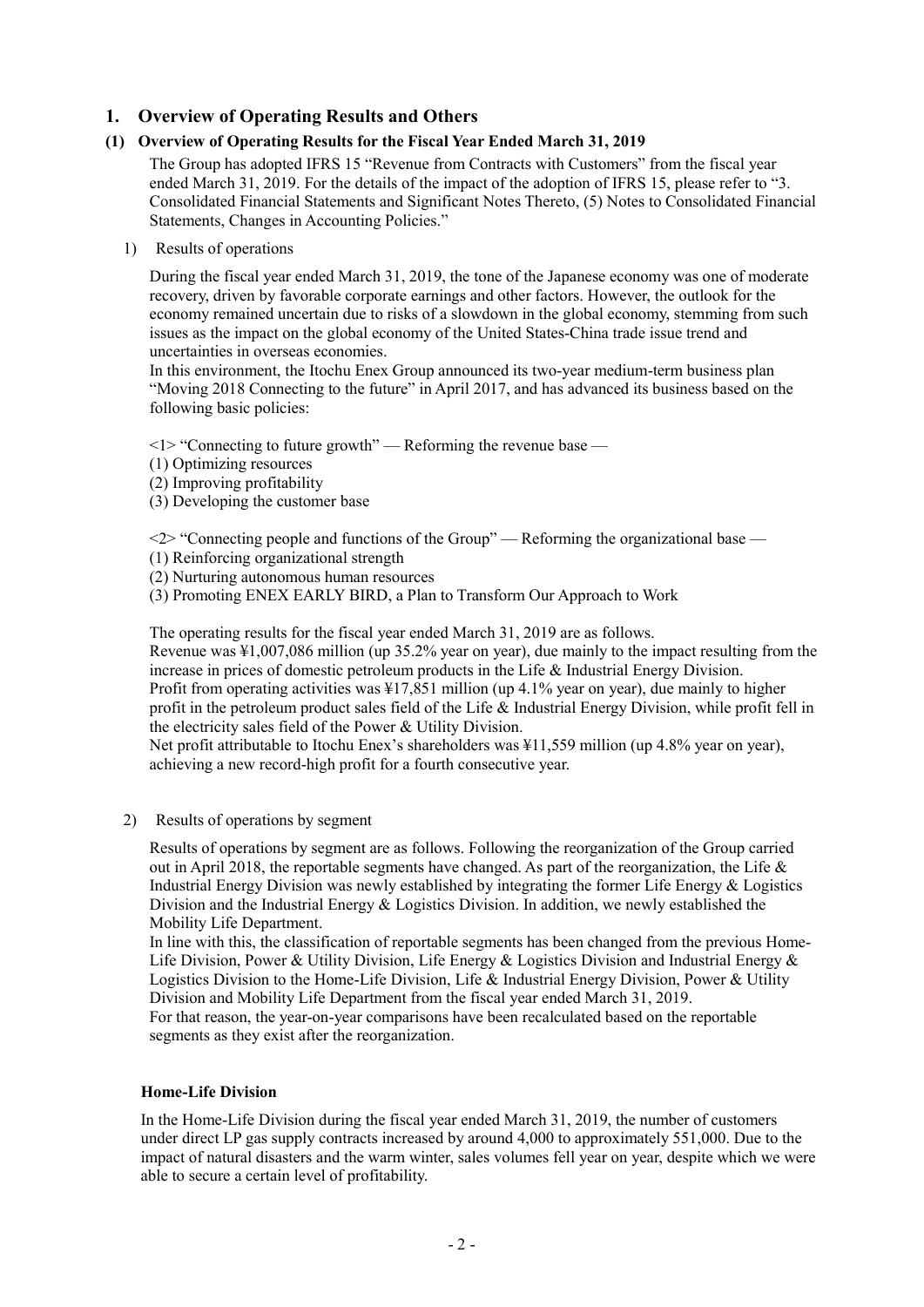# 1. Overview of Operating Results and Others

## (1) Overview of Operating Results for the Fiscal Year Ended March 31, 2019

The Group has adopted IFRS 15 "Revenue from Contracts with Customers" from the fiscal year ended March 31, 2019. For the details of the impact of the adoption of IFRS 15, please refer to "3. Consolidated Financial Statements and Significant Notes Thereto, (5) Notes to Consolidated Financial Statements, Changes in Accounting Policies."

### 1) Results of operations

During the fiscal year ended March 31, 2019, the tone of the Japanese economy was one of moderate recovery, driven by favorable corporate earnings and other factors. However, the outlook for the economy remained uncertain due to risks of a slowdown in the global economy, stemming from such issues as the impact on the global economy of the United States-China trade issue trend and uncertainties in overseas economies.

In this environment, the Itochu Enex Group announced its two-year medium-term business plan "Moving 2018 Connecting to the future" in April 2017, and has advanced its business based on the following basic policies:

<1> "Connecting to future growth" — Reforming the revenue base —
(1) Optimizing resources
(2) Improving profitability
(3) Developing the customer base

<2> "Connecting people and functions of the Group" — Reforming the organizational base —
(1) Reinforcing organizational strength
(2) Nurturing autonomous human resources
(3) Promoting ENEX EARLY BIRD, a Plan to Transform Our Approach to Work

The operating results for the fiscal year ended March 31, 2019 are as follows.
Revenue was ¥1,007,086 million (up 35.2% year on year), due mainly to the impact resulting from the increase in prices of domestic petroleum products in the Life & Industrial Energy Division.
Profit from operating activities was ¥17,851 million (up 4.1% year on year), due mainly to higher profit in the petroleum product sales field of the Life & Industrial Energy Division, while profit fell in the electricity sales field of the Power & Utility Division.
Net profit attributable to Itochu Enex's shareholders was ¥11,559 million (up 4.8% year on year), achieving a new record-high profit for a fourth consecutive year.

### 2) Results of operations by segment

Results of operations by segment are as follows. Following the reorganization of the Group carried out in April 2018, the reportable segments have changed. As part of the reorganization, the Life & Industrial Energy Division was newly established by integrating the former Life Energy & Logistics Division and the Industrial Energy & Logistics Division. In addition, we newly established the Mobility Life Department.
In line with this, the classification of reportable segments has been changed from the previous Home-Life Division, Power & Utility Division, Life Energy & Logistics Division and Industrial Energy & Logistics Division to the Home-Life Division, Life & Industrial Energy Division, Power & Utility Division and Mobility Life Department from the fiscal year ended March 31, 2019.
For that reason, the year-on-year comparisons have been recalculated based on the reportable segments as they exist after the reorganization.

**Home-Life Division**

In the Home-Life Division during the fiscal year ended March 31, 2019, the number of customers under direct LP gas supply contracts increased by around 4,000 to approximately 551,000. Due to the impact of natural disasters and the warm winter, sales volumes fell year on year, despite which we were able to secure a certain level of profitability.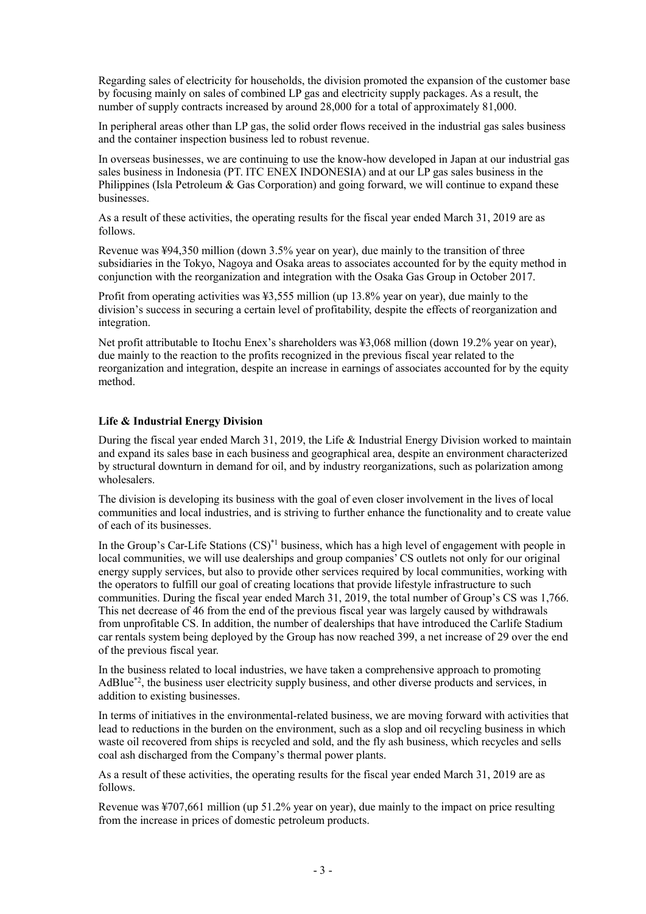Regarding sales of electricity for households, the division promoted the expansion of the customer base by focusing mainly on sales of combined LP gas and electricity supply packages. As a result, the number of supply contracts increased by around 28,000 for a total of approximately 81,000.

In peripheral areas other than LP gas, the solid order flows received in the industrial gas sales business and the container inspection business led to robust revenue.

In overseas businesses, we are continuing to use the know-how developed in Japan at our industrial gas sales business in Indonesia (PT. ITC ENEX INDONESIA) and at our LP gas sales business in the Philippines (Isla Petroleum & Gas Corporation) and going forward, we will continue to expand these businesses.

As a result of these activities, the operating results for the fiscal year ended March 31, 2019 are as follows.

Revenue was ¥94,350 million (down 3.5% year on year), due mainly to the transition of three subsidiaries in the Tokyo, Nagoya and Osaka areas to associates accounted for by the equity method in conjunction with the reorganization and integration with the Osaka Gas Group in October 2017.

Profit from operating activities was ¥3,555 million (up 13.8% year on year), due mainly to the division's success in securing a certain level of profitability, despite the effects of reorganization and integration.

Net profit attributable to Itochu Enex's shareholders was ¥3,068 million (down 19.2% year on year), due mainly to the reaction to the profits recognized in the previous fiscal year related to the reorganization and integration, despite an increase in earnings of associates accounted for by the equity method.

**Life & Industrial Energy Division**

During the fiscal year ended March 31, 2019, the Life & Industrial Energy Division worked to maintain and expand its sales base in each business and geographical area, despite an environment characterized by structural downturn in demand for oil, and by industry reorganizations, such as polarization among wholesalers.

The division is developing its business with the goal of even closer involvement in the lives of local communities and local industries, and is striving to further enhance the functionality and to create value of each of its businesses.

In the Group's Car-Life Stations (CS)[*1] business, which has a high level of engagement with people in local communities, we will use dealerships and group companies' CS outlets not only for our original energy supply services, but also to provide other services required by local communities, working with the operators to fulfill our goal of creating locations that provide lifestyle infrastructure to such communities. During the fiscal year ended March 31, 2019, the total number of Group's CS was 1,766. This net decrease of 46 from the end of the previous fiscal year was largely caused by withdrawals from unprofitable CS. In addition, the number of dealerships that have introduced the Carlife Stadium car rentals system being deployed by the Group has now reached 399, a net increase of 29 over the end of the previous fiscal year.

In the business related to local industries, we have taken a comprehensive approach to promoting AdBlue[*2], the business user electricity supply business, and other diverse products and services, in addition to existing businesses.

In terms of initiatives in the environmental-related business, we are moving forward with activities that lead to reductions in the burden on the environment, such as a slop and oil recycling business in which waste oil recovered from ships is recycled and sold, and the fly ash business, which recycles and sells coal ash discharged from the Company's thermal power plants.

As a result of these activities, the operating results for the fiscal year ended March 31, 2019 are as follows.

Revenue was ¥707,661 million (up 51.2% year on year), due mainly to the impact on price resulting from the increase in prices of domestic petroleum products.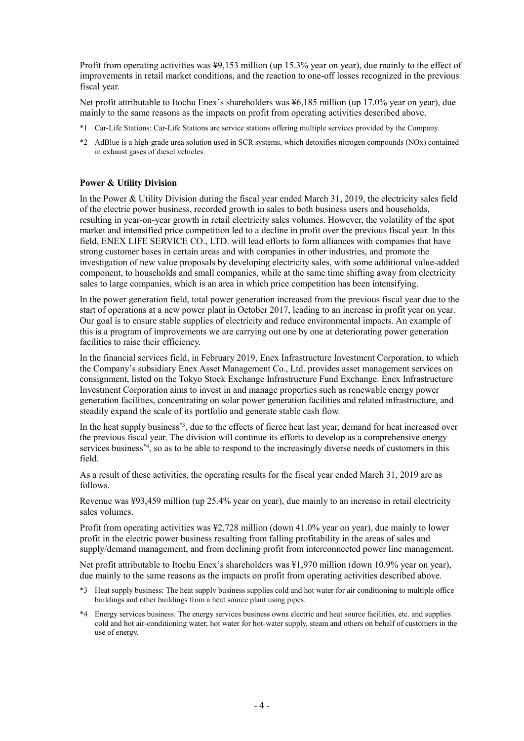Profit from operating activities was ¥9,153 million (up 15.3% year on year), due mainly to the effect of improvements in retail market conditions, and the reaction to one-off losses recognized in the previous fiscal year.

Net profit attributable to Itochu Enex's shareholders was ¥6,185 million (up 17.0% year on year), due mainly to the same reasons as the impacts on profit from operating activities described above.

*1 Car-Life Stations: Car-Life Stations are service stations offering multiple services provided by the Company.

*2 AdBlue is a high-grade urea solution used in SCR systems, which detoxifies nitrogen compounds (NOx) contained in exhaust gases of diesel vehicles.

**Power & Utility Division**

In the Power & Utility Division during the fiscal year ended March 31, 2019, the electricity sales field of the electric power business, recorded growth in sales to both business users and households, resulting in year-on-year growth in retail electricity sales volumes. However, the volatility of the spot market and intensified price competition led to a decline in profit over the previous fiscal year. In this field, ENEX LIFE SERVICE CO., LTD. will lead efforts to form alliances with companies that have strong customer bases in certain areas and with companies in other industries, and promote the investigation of new value proposals by developing electricity sales, with some additional value-added component, to households and small companies, while at the same time shifting away from electricity sales to large companies, which is an area in which price competition has been intensifying.

In the power generation field, total power generation increased from the previous fiscal year due to the start of operations at a new power plant in October 2017, leading to an increase in profit year on year. Our goal is to ensure stable supplies of electricity and reduce environmental impacts. An example of this is a program of improvements we are carrying out one by one at deteriorating power generation facilities to raise their efficiency.

In the financial services field, in February 2019, Enex Infrastructure Investment Corporation, to which the Company's subsidiary Enex Asset Management Co., Ltd. provides asset management services on consignment, listed on the Tokyo Stock Exchange Infrastructure Fund Exchange. Enex Infrastructure Investment Corporation aims to invest in and manage properties such as renewable energy power generation facilities, concentrating on solar power generation facilities and related infrastructure, and steadily expand the scale of its portfolio and generate stable cash flow.

In the heat supply business[*3], due to the effects of fierce heat last year, demand for heat increased over the previous fiscal year. The division will continue its efforts to develop as a comprehensive energy services business[*4], so as to be able to respond to the increasingly diverse needs of customers in this field.

As a result of these activities, the operating results for the fiscal year ended March 31, 2019 are as follows.

Revenue was ¥93,459 million (up 25.4% year on year), due mainly to an increase in retail electricity sales volumes.

Profit from operating activities was ¥2,728 million (down 41.0% year on year), due mainly to lower profit in the electric power business resulting from falling profitability in the areas of sales and supply/demand management, and from declining profit from interconnected power line management.

Net profit attributable to Itochu Enex's shareholders was ¥1,970 million (down 10.9% year on year), due mainly to the same reasons as the impacts on profit from operating activities described above.

*3 Heat supply business: The heat supply business supplies cold and hot water for air conditioning to multiple office buildings and other buildings from a heat source plant using pipes.

*4 Energy services business: The energy services business owns electric and heat source facilities, etc. and supplies cold and hot air-conditioning water, hot water for hot-water supply, steam and others on behalf of customers in the use of energy.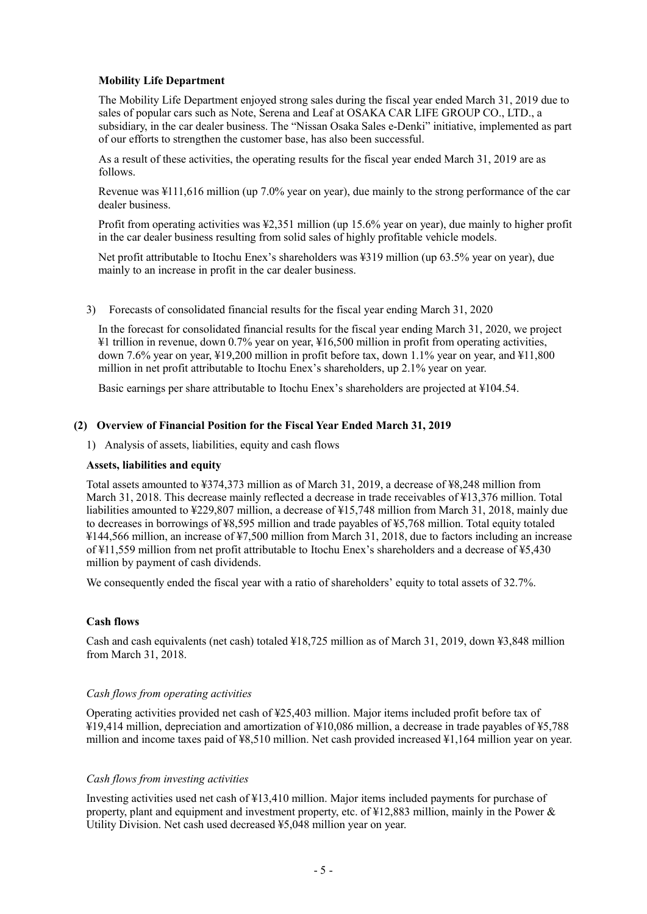**Mobility Life Department**

The Mobility Life Department enjoyed strong sales during the fiscal year ended March 31, 2019 due to sales of popular cars such as Note, Serena and Leaf at OSAKA CAR LIFE GROUP CO., LTD., a subsidiary, in the car dealer business. The "Nissan Osaka Sales e-Denki" initiative, implemented as part of our efforts to strengthen the customer base, has also been successful.

As a result of these activities, the operating results for the fiscal year ended March 31, 2019 are as follows.

Revenue was ¥111,616 million (up 7.0% year on year), due mainly to the strong performance of the car dealer business.

Profit from operating activities was ¥2,351 million (up 15.6% year on year), due mainly to higher profit in the car dealer business resulting from solid sales of highly profitable vehicle models.

Net profit attributable to Itochu Enex's shareholders was ¥319 million (up 63.5% year on year), due mainly to an increase in profit in the car dealer business.

3) Forecasts of consolidated financial results for the fiscal year ending March 31, 2020

In the forecast for consolidated financial results for the fiscal year ending March 31, 2020, we project ¥1 trillion in revenue, down 0.7% year on year, ¥16,500 million in profit from operating activities, down 7.6% year on year, ¥19,200 million in profit before tax, down 1.1% year on year, and ¥11,800 million in net profit attributable to Itochu Enex's shareholders, up 2.1% year on year.

Basic earnings per share attributable to Itochu Enex's shareholders are projected at ¥104.54.

### (2) Overview of Financial Position for the Fiscal Year Ended March 31, 2019

1) Analysis of assets, liabilities, equity and cash flows

**Assets, liabilities and equity**

Total assets amounted to ¥374,373 million as of March 31, 2019, a decrease of ¥8,248 million from March 31, 2018. This decrease mainly reflected a decrease in trade receivables of ¥13,376 million. Total liabilities amounted to ¥229,807 million, a decrease of ¥15,748 million from March 31, 2018, mainly due to decreases in borrowings of ¥8,595 million and trade payables of ¥5,768 million. Total equity totaled ¥144,566 million, an increase of ¥7,500 million from March 31, 2018, due to factors including an increase of ¥11,559 million from net profit attributable to Itochu Enex's shareholders and a decrease of ¥5,430 million by payment of cash dividends.

We consequently ended the fiscal year with a ratio of shareholders' equity to total assets of 32.7%.

**Cash flows**

Cash and cash equivalents (net cash) totaled ¥18,725 million as of March 31, 2019, down ¥3,848 million from March 31, 2018.

*Cash flows from operating activities*

Operating activities provided net cash of ¥25,403 million. Major items included profit before tax of ¥19,414 million, depreciation and amortization of ¥10,086 million, a decrease in trade payables of ¥5,788 million and income taxes paid of ¥8,510 million. Net cash provided increased ¥1,164 million year on year.

*Cash flows from investing activities*

Investing activities used net cash of ¥13,410 million. Major items included payments for purchase of property, plant and equipment and investment property, etc. of ¥12,883 million, mainly in the Power & Utility Division. Net cash used decreased ¥5,048 million year on year.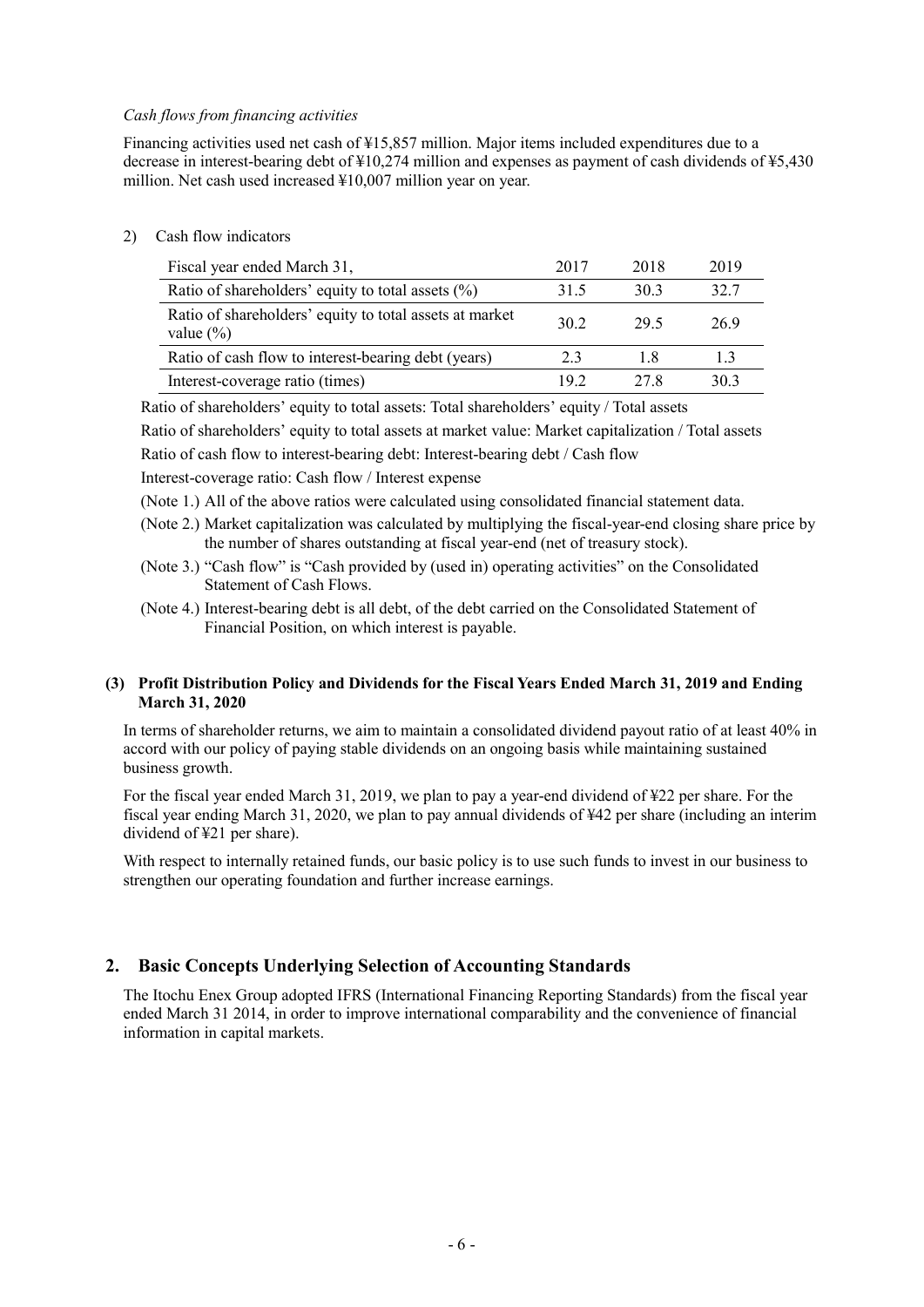*Cash flows from financing activities*

Financing activities used net cash of ¥15,857 million. Major items included expenditures due to a decrease in interest-bearing debt of ¥10,274 million and expenses as payment of cash dividends of ¥5,430 million. Net cash used increased ¥10,007 million year on year.

2) Cash flow indicators

| Fiscal year ended March 31, | 2017 | 2018 | 2019 |
|---|---|---|---|
| Ratio of shareholders' equity to total assets (%) | 31.5 | 30.3 | 32.7 |
| Ratio of shareholders' equity to total assets at market value (%) | 30.2 | 29.5 | 26.9 |
| Ratio of cash flow to interest-bearing debt (years) | 2.3 | 1.8 | 1.3 |
| Interest-coverage ratio (times) | 19.2 | 27.8 | 30.3 |

Ratio of shareholders' equity to total assets: Total shareholders' equity / Total assets

Ratio of shareholders' equity to total assets at market value: Market capitalization / Total assets

Ratio of cash flow to interest-bearing debt: Interest-bearing debt / Cash flow

Interest-coverage ratio: Cash flow / Interest expense

(Note 1.) All of the above ratios were calculated using consolidated financial statement data.

(Note 2.) Market capitalization was calculated by multiplying the fiscal-year-end closing share price by the number of shares outstanding at fiscal year-end (net of treasury stock).

(Note 3.) "Cash flow" is "Cash provided by (used in) operating activities" on the Consolidated Statement of Cash Flows.

(Note 4.) Interest-bearing debt is all debt, of the debt carried on the Consolidated Statement of Financial Position, on which interest is payable.

### (3) Profit Distribution Policy and Dividends for the Fiscal Years Ended March 31, 2019 and Ending March 31, 2020

In terms of shareholder returns, we aim to maintain a consolidated dividend payout ratio of at least 40% in accord with our policy of paying stable dividends on an ongoing basis while maintaining sustained business growth.

For the fiscal year ended March 31, 2019, we plan to pay a year-end dividend of ¥22 per share. For the fiscal year ending March 31, 2020, we plan to pay annual dividends of ¥42 per share (including an interim dividend of ¥21 per share).

With respect to internally retained funds, our basic policy is to use such funds to invest in our business to strengthen our operating foundation and further increase earnings.

## 2. Basic Concepts Underlying Selection of Accounting Standards

The Itochu Enex Group adopted IFRS (International Financing Reporting Standards) from the fiscal year ended March 31 2014, in order to improve international comparability and the convenience of financial information in capital markets.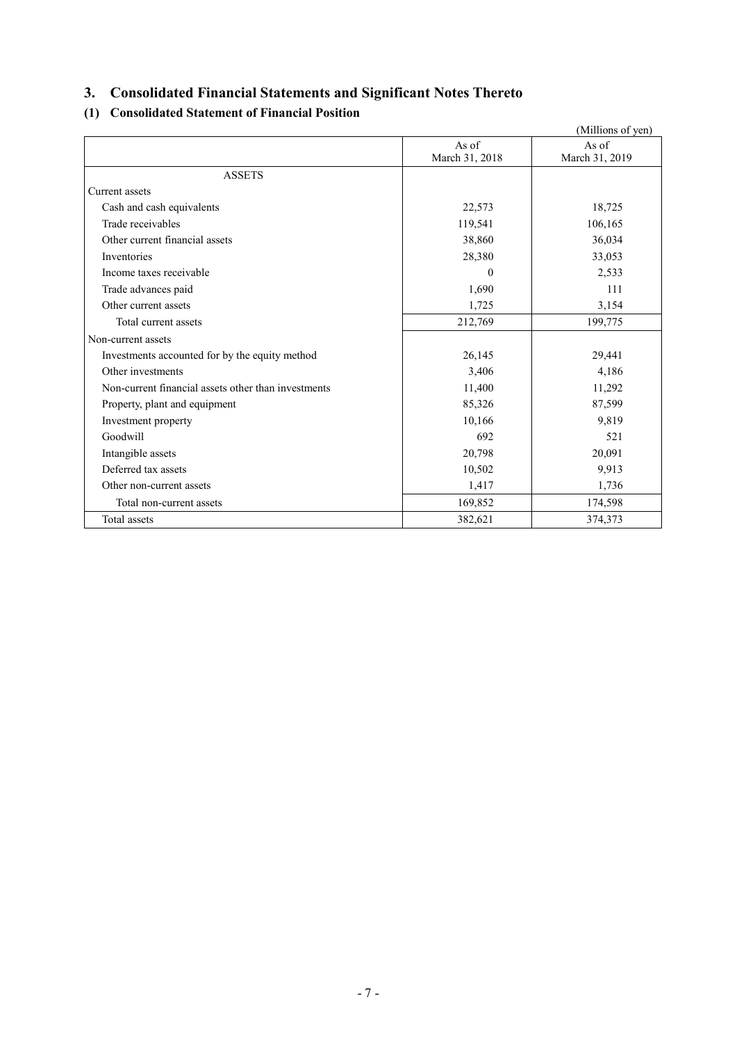# 3. Consolidated Financial Statements and Significant Notes Thereto

## (1) Consolidated Statement of Financial Position

(Millions of yen)

| | As of March 31, 2018 | As of March 31, 2019 |
|---|---|---|
| ASSETS | | |
| Current assets | | |
| Cash and cash equivalents | 22,573 | 18,725 |
| Trade receivables | 119,541 | 106,165 |
| Other current financial assets | 38,860 | 36,034 |
| Inventories | 28,380 | 33,053 |
| Income taxes receivable | 0 | 2,533 |
| Trade advances paid | 1,690 | 111 |
| Other current assets | 1,725 | 3,154 |
| Total current assets | 212,769 | 199,775 |
| Non-current assets | | |
| Investments accounted for by the equity method | 26,145 | 29,441 |
| Other investments | 3,406 | 4,186 |
| Non-current financial assets other than investments | 11,400 | 11,292 |
| Property, plant and equipment | 85,326 | 87,599 |
| Investment property | 10,166 | 9,819 |
| Goodwill | 692 | 521 |
| Intangible assets | 20,798 | 20,091 |
| Deferred tax assets | 10,502 | 9,913 |
| Other non-current assets | 1,417 | 1,736 |
| Total non-current assets | 169,852 | 174,598 |
| Total assets | 382,621 | 374,373 |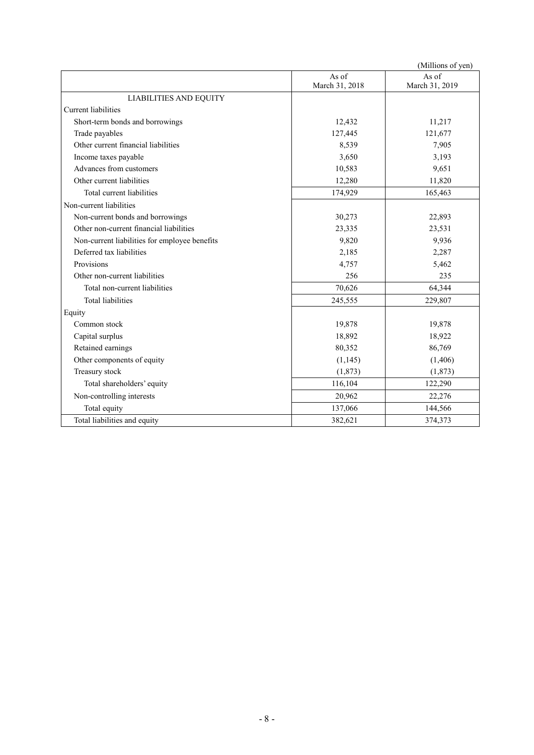(Millions of yen)

| | As of March 31, 2018 | As of March 31, 2019 |
|---|---|---|
| LIABILITIES AND EQUITY | | |
| Current liabilities | | |
| Short-term bonds and borrowings | 12,432 | 11,217 |
| Trade payables | 127,445 | 121,677 |
| Other current financial liabilities | 8,539 | 7,905 |
| Income taxes payable | 3,650 | 3,193 |
| Advances from customers | 10,583 | 9,651 |
| Other current liabilities | 12,280 | 11,820 |
| Total current liabilities | 174,929 | 165,463 |
| Non-current liabilities | | |
| Non-current bonds and borrowings | 30,273 | 22,893 |
| Other non-current financial liabilities | 23,335 | 23,531 |
| Non-current liabilities for employee benefits | 9,820 | 9,936 |
| Deferred tax liabilities | 2,185 | 2,287 |
| Provisions | 4,757 | 5,462 |
| Other non-current liabilities | 256 | 235 |
| Total non-current liabilities | 70,626 | 64,344 |
| Total liabilities | 245,555 | 229,807 |
| Equity | | |
| Common stock | 19,878 | 19,878 |
| Capital surplus | 18,892 | 18,922 |
| Retained earnings | 80,352 | 86,769 |
| Other components of equity | (1,145) | (1,406) |
| Treasury stock | (1,873) | (1,873) |
| Total shareholders' equity | 116,104 | 122,290 |
| Non-controlling interests | 20,962 | 22,276 |
| Total equity | 137,066 | 144,566 |
| Total liabilities and equity | 382,621 | 374,373 |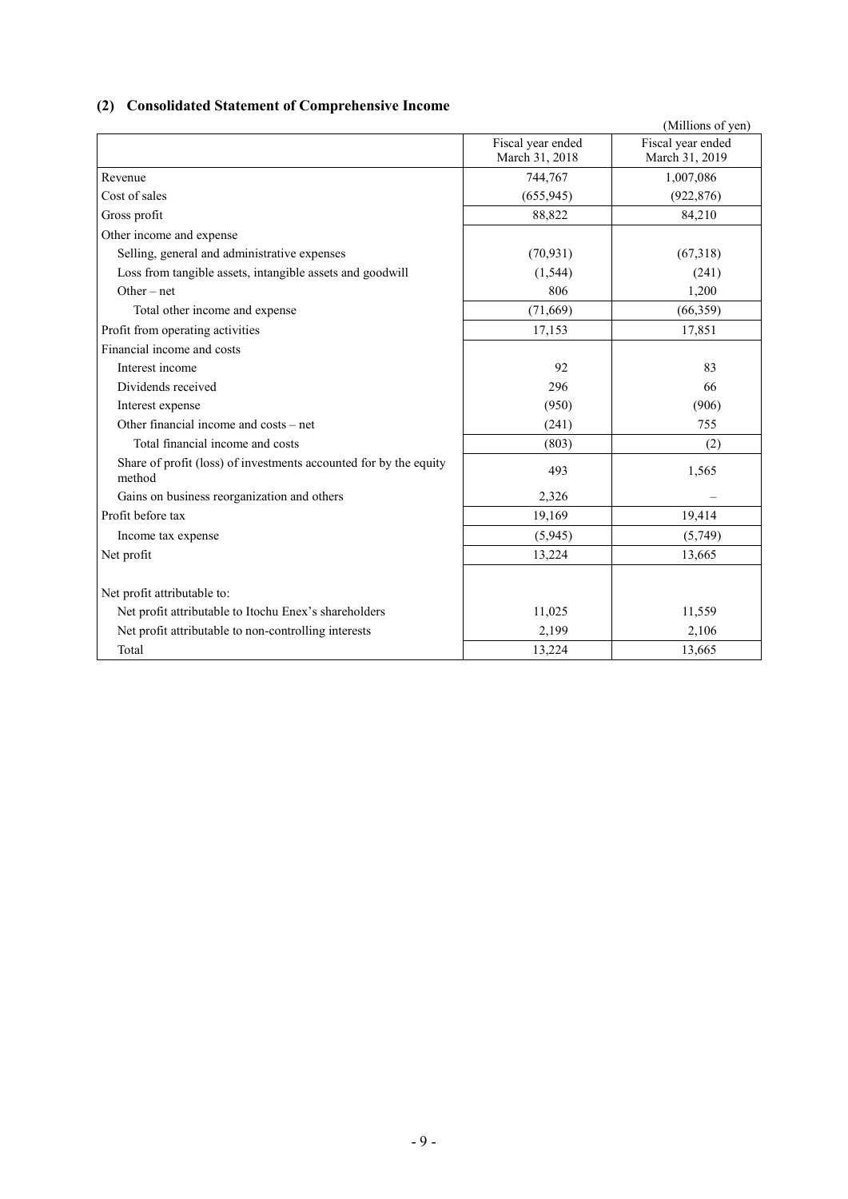## (2) Consolidated Statement of Comprehensive Income

(Millions of yen)

| | Fiscal year ended March 31, 2018 | Fiscal year ended March 31, 2019 |
|---|---|---|
| Revenue | 744,767 | 1,007,086 |
| Cost of sales | (655,945) | (922,876) |
| Gross profit | 88,822 | 84,210 |
| Other income and expense | | |
| Selling, general and administrative expenses | (70,931) | (67,318) |
| Loss from tangible assets, intangible assets and goodwill | (1,544) | (241) |
| Other – net | 806 | 1,200 |
| Total other income and expense | (71,669) | (66,359) |
| Profit from operating activities | 17,153 | 17,851 |
| Financial income and costs | | |
| Interest income | 92 | 83 |
| Dividends received | 296 | 66 |
| Interest expense | (950) | (906) |
| Other financial income and costs – net | (241) | 755 |
| Total financial income and costs | (803) | (2) |
| Share of profit (loss) of investments accounted for by the equity method | 493 | 1,565 |
| Gains on business reorganization and others | 2,326 | – |
| Profit before tax | 19,169 | 19,414 |
| Income tax expense | (5,945) | (5,749) |
| Net profit | 13,224 | 13,665 |
| Net profit attributable to: | | |
| Net profit attributable to Itochu Enex's shareholders | 11,025 | 11,559 |
| Net profit attributable to non-controlling interests | 2,199 | 2,106 |
| Total | 13,224 | 13,665 |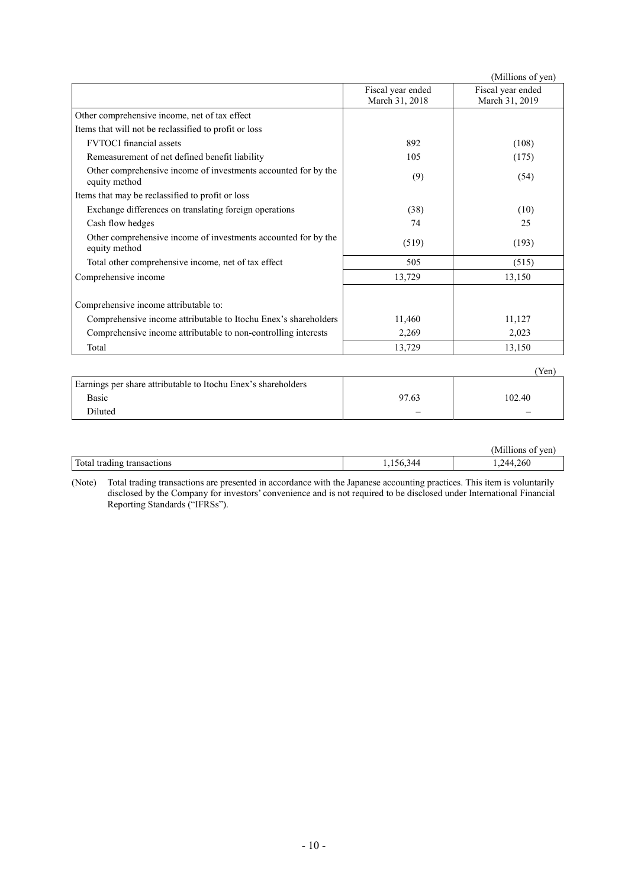(Millions of yen)

| | Fiscal year ended March 31, 2018 | Fiscal year ended March 31, 2019 |
|---|---|---|
| Other comprehensive income, net of tax effect | | |
| Items that will not be reclassified to profit or loss | | |
| FVTOCI financial assets | 892 | (108) |
| Remeasurement of net defined benefit liability | 105 | (175) |
| Other comprehensive income of investments accounted for by the equity method | (9) | (54) |
| Items that may be reclassified to profit or loss | | |
| Exchange differences on translating foreign operations | (38) | (10) |
| Cash flow hedges | 74 | 25 |
| Other comprehensive income of investments accounted for by the equity method | (519) | (193) |
| Total other comprehensive income, net of tax effect | 505 | (515) |
| Comprehensive income | 13,729 | 13,150 |
| | | |
| Comprehensive income attributable to: | | |
| Comprehensive income attributable to Itochu Enex's shareholders | 11,460 | 11,127 |
| Comprehensive income attributable to non-controlling interests | 2,269 | 2,023 |
| Total | 13,729 | 13,150 |

(Yen)

| | | |
|---|---|---|
| Earnings per share attributable to Itochu Enex's shareholders | | |
| Basic | 97.63 | 102.40 |
| Diluted | – | – |

(Millions of yen)

| | | |
|---|---|---|
| Total trading transactions | 1,156,344 | 1,244,260 |

(Note) Total trading transactions are presented in accordance with the Japanese accounting practices. This item is voluntarily disclosed by the Company for investors' convenience and is not required to be disclosed under International Financial Reporting Standards ("IFRSs").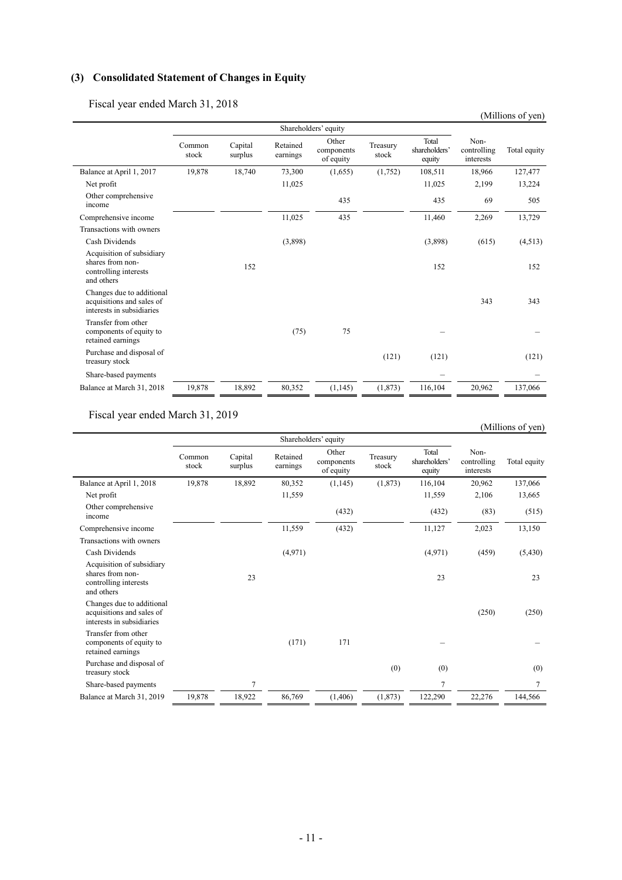## (3) Consolidated Statement of Changes in Equity

Fiscal year ended March 31, 2018

(Millions of yen)

| | Shareholders' equity | | | | | | | |
|---|---|---|---|---|---|---|---|---|
| | Common stock | Capital surplus | Retained earnings | Other components of equity | Treasury stock | Total shareholders' equity | Non-controlling interests | Total equity |
| Balance at April 1, 2017 | 19,878 | 18,740 | 73,300 | (1,655) | (1,752) | 108,511 | 18,966 | 127,477 |
| Net profit | | | 11,025 | | | 11,025 | 2,199 | 13,224 |
| Other comprehensive income | | | | 435 | | 435 | 69 | 505 |
| Comprehensive income | | | 11,025 | 435 | | 11,460 | 2,269 | 13,729 |
| Transactions with owners | | | | | | | | |
| Cash Dividends | | | (3,898) | | | (3,898) | (615) | (4,513) |
| Acquisition of subsidiary shares from non-controlling interests and others | | 152 | | | | 152 | | 152 |
| Changes due to additional acquisitions and sales of interests in subsidiaries | | | | | | | 343 | 343 |
| Transfer from other components of equity to retained earnings | | | (75) | 75 | | – | | – |
| Purchase and disposal of treasury stock | | | | | (121) | (121) | | (121) |
| Share-based payments | | | | | | – | | – |
| Balance at March 31, 2018 | 19,878 | 18,892 | 80,352 | (1,145) | (1,873) | 116,104 | 20,962 | 137,066 |

Fiscal year ended March 31, 2019

(Millions of yen)

| | Shareholders' equity | | | | | | | |
|---|---|---|---|---|---|---|---|---|
| | Common stock | Capital surplus | Retained earnings | Other components of equity | Treasury stock | Total shareholders' equity | Non-controlling interests | Total equity |
| Balance at April 1, 2018 | 19,878 | 18,892 | 80,352 | (1,145) | (1,873) | 116,104 | 20,962 | 137,066 |
| Net profit | | | 11,559 | | | 11,559 | 2,106 | 13,665 |
| Other comprehensive income | | | | (432) | | (432) | (83) | (515) |
| Comprehensive income | | | 11,559 | (432) | | 11,127 | 2,023 | 13,150 |
| Transactions with owners | | | | | | | | |
| Cash Dividends | | | (4,971) | | | (4,971) | (459) | (5,430) |
| Acquisition of subsidiary shares from non-controlling interests and others | | 23 | | | | 23 | | 23 |
| Changes due to additional acquisitions and sales of interests in subsidiaries | | | | | | | (250) | (250) |
| Transfer from other components of equity to retained earnings | | | (171) | 171 | | – | | – |
| Purchase and disposal of treasury stock | | | | | (0) | (0) | | (0) |
| Share-based payments | | 7 | | | | 7 | | 7 |
| Balance at March 31, 2019 | 19,878 | 18,922 | 86,769 | (1,406) | (1,873) | 122,290 | 22,276 | 144,566 |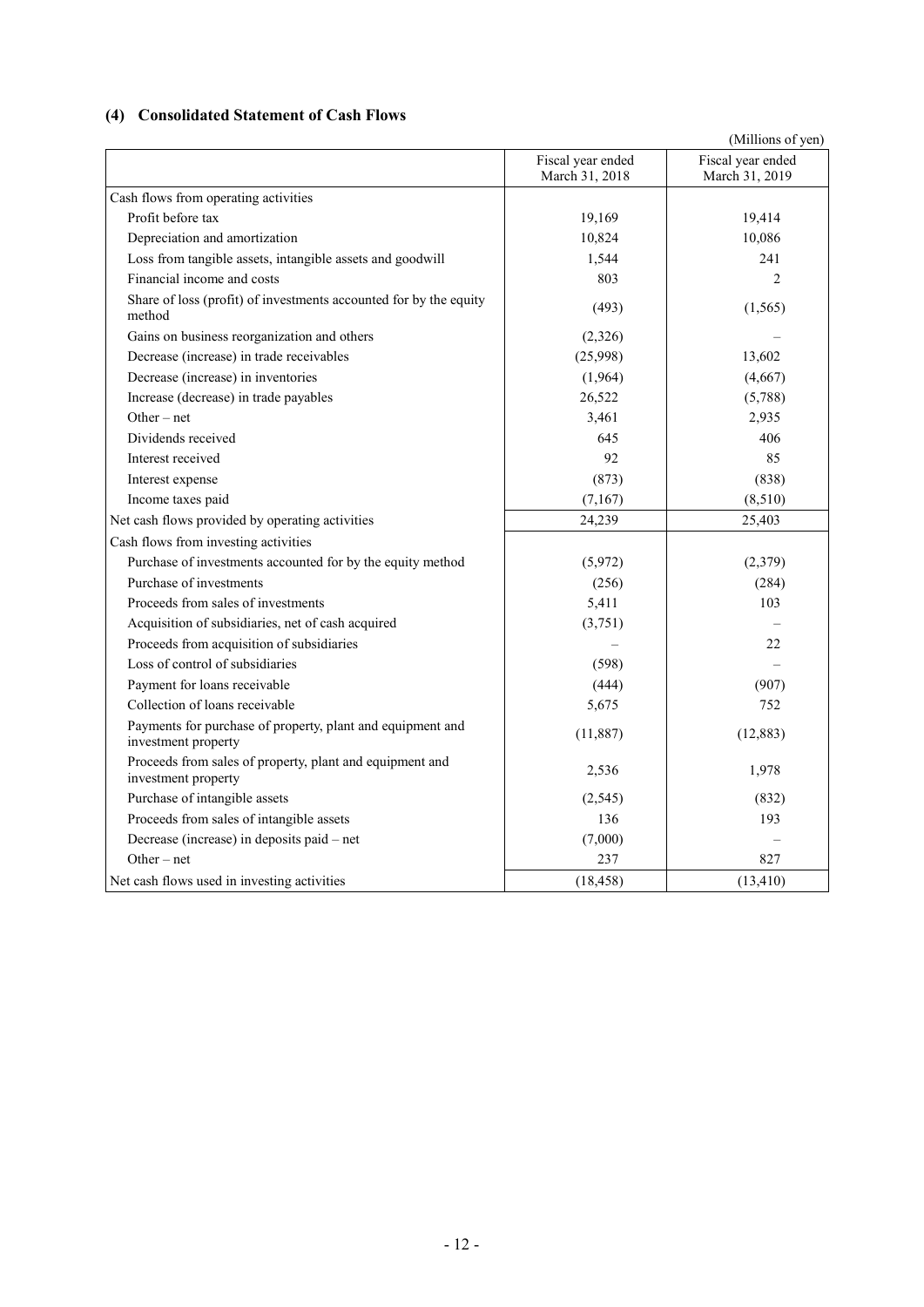## (4) Consolidated Statement of Cash Flows

(Millions of yen)

| | Fiscal year ended March 31, 2018 | Fiscal year ended March 31, 2019 |
|---|---|---|
| Cash flows from operating activities | | |
| Profit before tax | 19,169 | 19,414 |
| Depreciation and amortization | 10,824 | 10,086 |
| Loss from tangible assets, intangible assets and goodwill | 1,544 | 241 |
| Financial income and costs | 803 | 2 |
| Share of loss (profit) of investments accounted for by the equity method | (493) | (1,565) |
| Gains on business reorganization and others | (2,326) | – |
| Decrease (increase) in trade receivables | (25,998) | 13,602 |
| Decrease (increase) in inventories | (1,964) | (4,667) |
| Increase (decrease) in trade payables | 26,522 | (5,788) |
| Other – net | 3,461 | 2,935 |
| Dividends received | 645 | 406 |
| Interest received | 92 | 85 |
| Interest expense | (873) | (838) |
| Income taxes paid | (7,167) | (8,510) |
| Net cash flows provided by operating activities | 24,239 | 25,403 |
| Cash flows from investing activities | | |
| Purchase of investments accounted for by the equity method | (5,972) | (2,379) |
| Purchase of investments | (256) | (284) |
| Proceeds from sales of investments | 5,411 | 103 |
| Acquisition of subsidiaries, net of cash acquired | (3,751) | – |
| Proceeds from acquisition of subsidiaries | – | 22 |
| Loss of control of subsidiaries | (598) | – |
| Payment for loans receivable | (444) | (907) |
| Collection of loans receivable | 5,675 | 752 |
| Payments for purchase of property, plant and equipment and investment property | (11,887) | (12,883) |
| Proceeds from sales of property, plant and equipment and investment property | 2,536 | 1,978 |
| Purchase of intangible assets | (2,545) | (832) |
| Proceeds from sales of intangible assets | 136 | 193 |
| Decrease (increase) in deposits paid – net | (7,000) | – |
| Other – net | 237 | 827 |
| Net cash flows used in investing activities | (18,458) | (13,410) |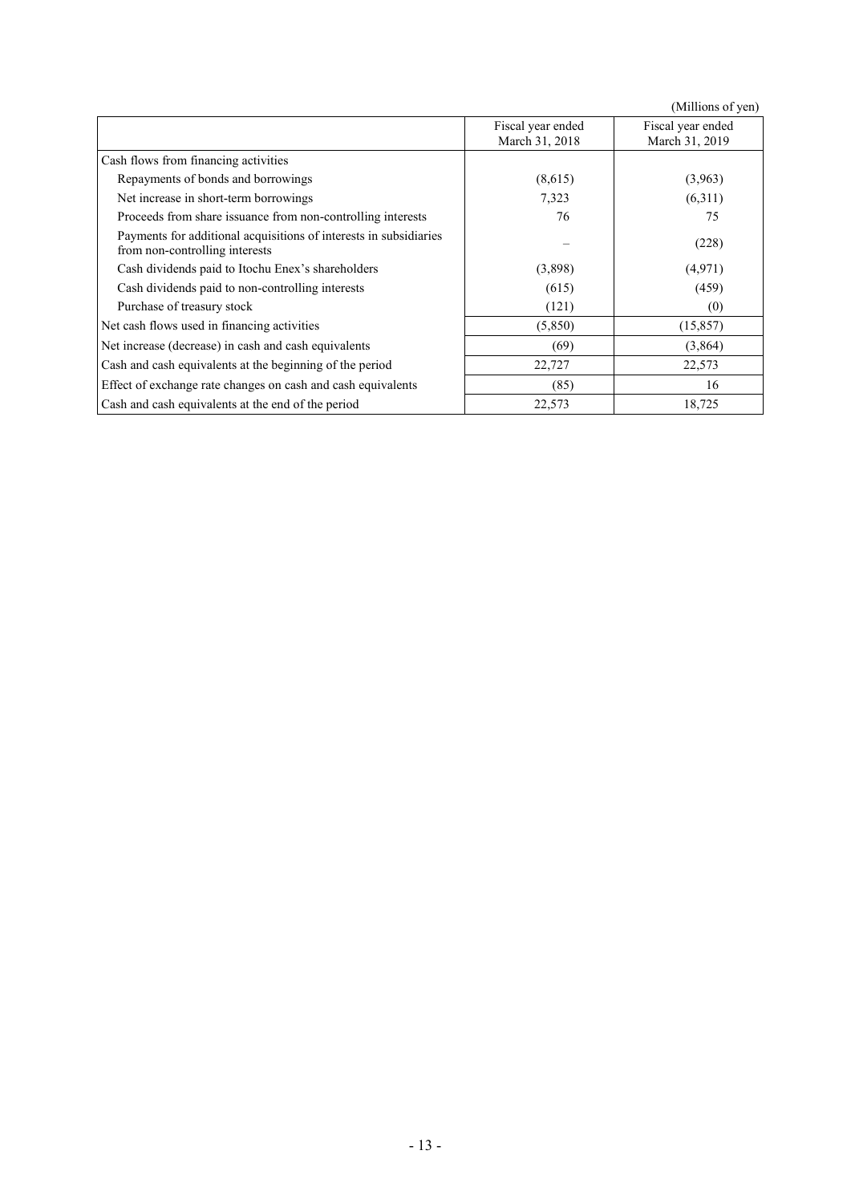(Millions of yen)

| | Fiscal year ended March 31, 2018 | Fiscal year ended March 31, 2019 |
|---|---|---|
| Cash flows from financing activities | | |
| Repayments of bonds and borrowings | (8,615) | (3,963) |
| Net increase in short-term borrowings | 7,323 | (6,311) |
| Proceeds from share issuance from non-controlling interests | 76 | 75 |
| Payments for additional acquisitions of interests in subsidiaries from non-controlling interests | – | (228) |
| Cash dividends paid to Itochu Enex's shareholders | (3,898) | (4,971) |
| Cash dividends paid to non-controlling interests | (615) | (459) |
| Purchase of treasury stock | (121) | (0) |
| Net cash flows used in financing activities | (5,850) | (15,857) |
| Net increase (decrease) in cash and cash equivalents | (69) | (3,864) |
| Cash and cash equivalents at the beginning of the period | 22,727 | 22,573 |
| Effect of exchange rate changes on cash and cash equivalents | (85) | 16 |
| Cash and cash equivalents at the end of the period | 22,573 | 18,725 |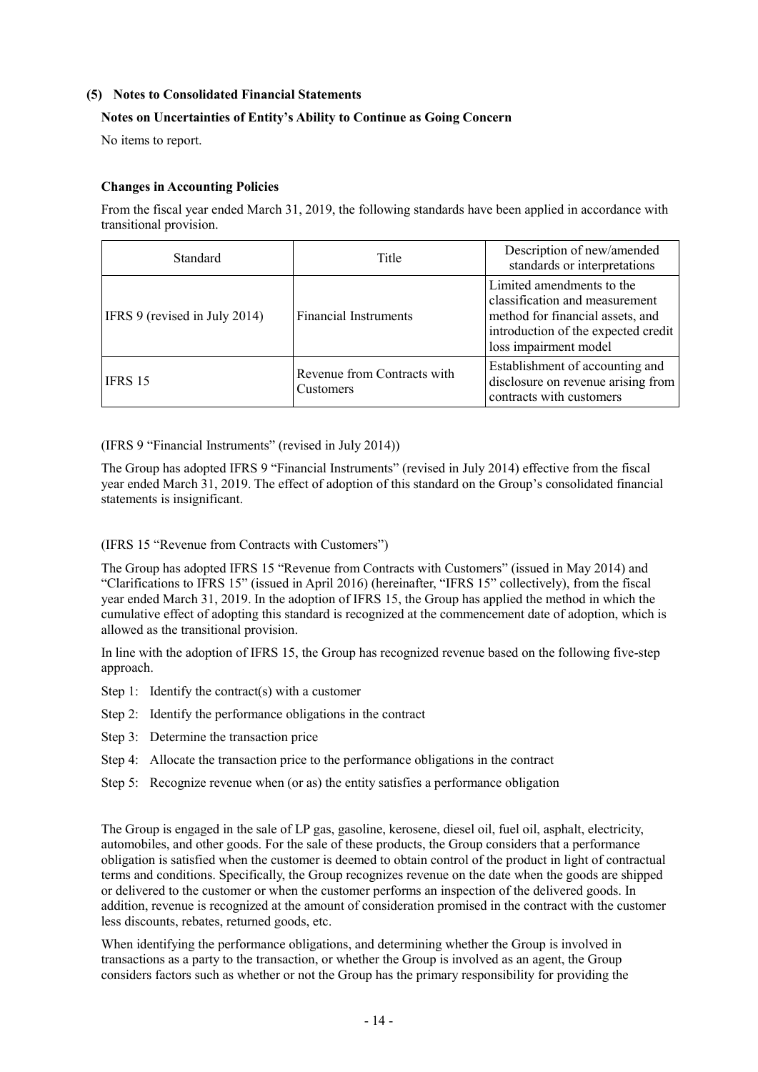### (5) Notes to Consolidated Financial Statements

#### Notes on Uncertainties of Entity's Ability to Continue as Going Concern

No items to report.

#### Changes in Accounting Policies

From the fiscal year ended March 31, 2019, the following standards have been applied in accordance with transitional provision.

| Standard | Title | Description of new/amended standards or interpretations |
|---|---|---|
| IFRS 9 (revised in July 2014) | Financial Instruments | Limited amendments to the classification and measurement method for financial assets, and introduction of the expected credit loss impairment model |
| IFRS 15 | Revenue from Contracts with Customers | Establishment of accounting and disclosure on revenue arising from contracts with customers |

(IFRS 9 "Financial Instruments" (revised in July 2014))

The Group has adopted IFRS 9 "Financial Instruments" (revised in July 2014) effective from the fiscal year ended March 31, 2019. The effect of adoption of this standard on the Group's consolidated financial statements is insignificant.

(IFRS 15 "Revenue from Contracts with Customers")

The Group has adopted IFRS 15 "Revenue from Contracts with Customers" (issued in May 2014) and "Clarifications to IFRS 15" (issued in April 2016) (hereinafter, "IFRS 15" collectively), from the fiscal year ended March 31, 2019. In the adoption of IFRS 15, the Group has applied the method in which the cumulative effect of adopting this standard is recognized at the commencement date of adoption, which is allowed as the transitional provision.

In line with the adoption of IFRS 15, the Group has recognized revenue based on the following five-step approach.

- Step 1: Identify the contract(s) with a customer
- Step 2: Identify the performance obligations in the contract
- Step 3: Determine the transaction price
- Step 4: Allocate the transaction price to the performance obligations in the contract
- Step 5: Recognize revenue when (or as) the entity satisfies a performance obligation

The Group is engaged in the sale of LP gas, gasoline, kerosene, diesel oil, fuel oil, asphalt, electricity, automobiles, and other goods. For the sale of these products, the Group considers that a performance obligation is satisfied when the customer is deemed to obtain control of the product in light of contractual terms and conditions. Specifically, the Group recognizes revenue on the date when the goods are shipped or delivered to the customer or when the customer performs an inspection of the delivered goods. In addition, revenue is recognized at the amount of consideration promised in the contract with the customer less discounts, rebates, returned goods, etc.

When identifying the performance obligations, and determining whether the Group is involved in transactions as a party to the transaction, or whether the Group is involved as an agent, the Group considers factors such as whether or not the Group has the primary responsibility for providing the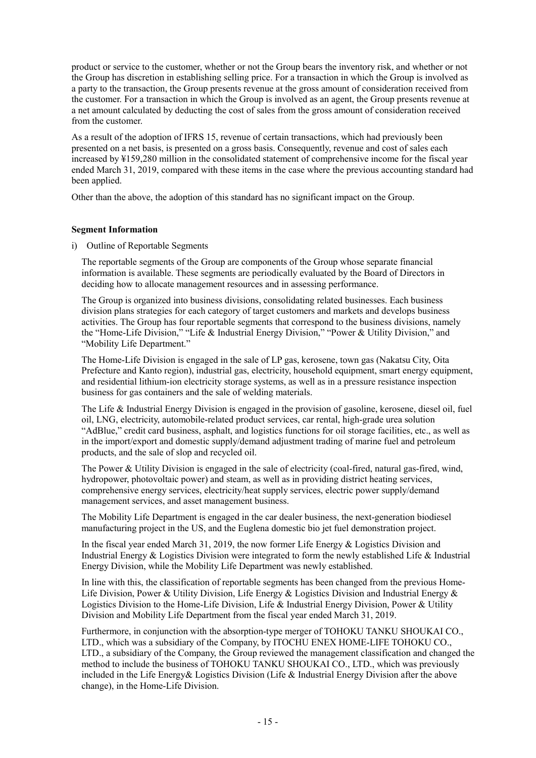product or service to the customer, whether or not the Group bears the inventory risk, and whether or not the Group has discretion in establishing selling price. For a transaction in which the Group is involved as a party to the transaction, the Group presents revenue at the gross amount of consideration received from the customer. For a transaction in which the Group is involved as an agent, the Group presents revenue at a net amount calculated by deducting the cost of sales from the gross amount of consideration received from the customer.

As a result of the adoption of IFRS 15, revenue of certain transactions, which had previously been presented on a net basis, is presented on a gross basis. Consequently, revenue and cost of sales each increased by ¥159,280 million in the consolidated statement of comprehensive income for the fiscal year ended March 31, 2019, compared with these items in the case where the previous accounting standard had been applied.

Other than the above, the adoption of this standard has no significant impact on the Group.

**Segment Information**

i) Outline of Reportable Segments

The reportable segments of the Group are components of the Group whose separate financial information is available. These segments are periodically evaluated by the Board of Directors in deciding how to allocate management resources and in assessing performance.

The Group is organized into business divisions, consolidating related businesses. Each business division plans strategies for each category of target customers and markets and develops business activities. The Group has four reportable segments that correspond to the business divisions, namely the "Home-Life Division," "Life & Industrial Energy Division," "Power & Utility Division," and "Mobility Life Department."

The Home-Life Division is engaged in the sale of LP gas, kerosene, town gas (Nakatsu City, Oita Prefecture and Kanto region), industrial gas, electricity, household equipment, smart energy equipment, and residential lithium-ion electricity storage systems, as well as in a pressure resistance inspection business for gas containers and the sale of welding materials.

The Life & Industrial Energy Division is engaged in the provision of gasoline, kerosene, diesel oil, fuel oil, LNG, electricity, automobile-related product services, car rental, high-grade urea solution "AdBlue," credit card business, asphalt, and logistics functions for oil storage facilities, etc., as well as in the import/export and domestic supply/demand adjustment trading of marine fuel and petroleum products, and the sale of slop and recycled oil.

The Power & Utility Division is engaged in the sale of electricity (coal-fired, natural gas-fired, wind, hydropower, photovoltaic power) and steam, as well as in providing district heating services, comprehensive energy services, electricity/heat supply services, electric power supply/demand management services, and asset management business.

The Mobility Life Department is engaged in the car dealer business, the next-generation biodiesel manufacturing project in the US, and the Euglena domestic bio jet fuel demonstration project.

In the fiscal year ended March 31, 2019, the now former Life Energy & Logistics Division and Industrial Energy & Logistics Division were integrated to form the newly established Life & Industrial Energy Division, while the Mobility Life Department was newly established.

In line with this, the classification of reportable segments has been changed from the previous Home-Life Division, Power & Utility Division, Life Energy & Logistics Division and Industrial Energy & Logistics Division to the Home-Life Division, Life & Industrial Energy Division, Power & Utility Division and Mobility Life Department from the fiscal year ended March 31, 2019.

Furthermore, in conjunction with the absorption-type merger of TOHOKU TANKU SHOUKAI CO., LTD., which was a subsidiary of the Company, by ITOCHU ENEX HOME-LIFE TOHOKU CO., LTD., a subsidiary of the Company, the Group reviewed the management classification and changed the method to include the business of TOHOKU TANKU SHOUKAI CO., LTD., which was previously included in the Life Energy& Logistics Division (Life & Industrial Energy Division after the above change), in the Home-Life Division.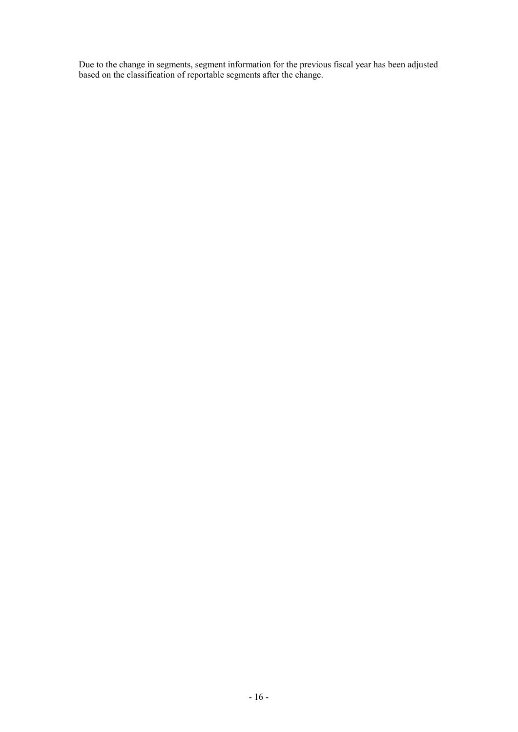Due to the change in segments, segment information for the previous fiscal year has been adjusted based on the classification of reportable segments after the change.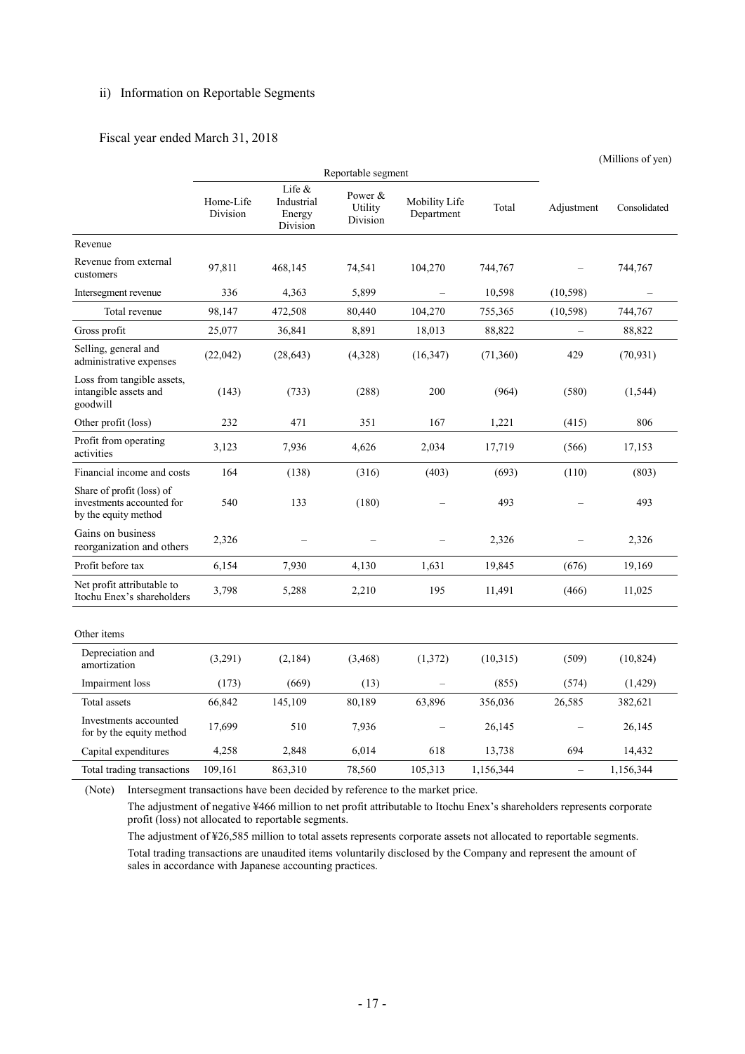ii) Information on Reportable Segments

Fiscal year ended March 31, 2018

(Millions of yen)

| | Reportable segment | | | | | | |
|---|---|---|---|---|---|---|---|
| | Home-Life Division | Life & Industrial Energy Division | Power & Utility Division | Mobility Life Department | Total | Adjustment | Consolidated |
| Revenue | | | | | | | |
| Revenue from external customers | 97,811 | 468,145 | 74,541 | 104,270 | 744,767 | – | 744,767 |
| Intersegment revenue | 336 | 4,363 | 5,899 | – | 10,598 | (10,598) | – |
| Total revenue | 98,147 | 472,508 | 80,440 | 104,270 | 755,365 | (10,598) | 744,767 |
| Gross profit | 25,077 | 36,841 | 8,891 | 18,013 | 88,822 | – | 88,822 |
| Selling, general and administrative expenses | (22,042) | (28,643) | (4,328) | (16,347) | (71,360) | 429 | (70,931) |
| Loss from tangible assets, intangible assets and goodwill | (143) | (733) | (288) | 200 | (964) | (580) | (1,544) |
| Other profit (loss) | 232 | 471 | 351 | 167 | 1,221 | (415) | 806 |
| Profit from operating activities | 3,123 | 7,936 | 4,626 | 2,034 | 17,719 | (566) | 17,153 |
| Financial income and costs | 164 | (138) | (316) | (403) | (693) | (110) | (803) |
| Share of profit (loss) of investments accounted for by the equity method | 540 | 133 | (180) | – | 493 | – | 493 |
| Gains on business reorganization and others | 2,326 | – | – | – | 2,326 | – | 2,326 |
| Profit before tax | 6,154 | 7,930 | 4,130 | 1,631 | 19,845 | (676) | 19,169 |
| Net profit attributable to Itochu Enex's shareholders | 3,798 | 5,288 | 2,210 | 195 | 11,491 | (466) | 11,025 |
| | | | | | | | |
| Other items | | | | | | | |
| Depreciation and amortization | (3,291) | (2,184) | (3,468) | (1,372) | (10,315) | (509) | (10,824) |
| Impairment loss | (173) | (669) | (13) | – | (855) | (574) | (1,429) |
| Total assets | 66,842 | 145,109 | 80,189 | 63,896 | 356,036 | 26,585 | 382,621 |
| Investments accounted for by the equity method | 17,699 | 510 | 7,936 | – | 26,145 | – | 26,145 |
| Capital expenditures | 4,258 | 2,848 | 6,014 | 618 | 13,738 | 694 | 14,432 |
| Total trading transactions | 109,161 | 863,310 | 78,560 | 105,313 | 1,156,344 | – | 1,156,344 |

(Note) Intersegment transactions have been decided by reference to the market price.

The adjustment of negative ¥466 million to net profit attributable to Itochu Enex's shareholders represents corporate profit (loss) not allocated to reportable segments.

The adjustment of ¥26,585 million to total assets represents corporate assets not allocated to reportable segments.

Total trading transactions are unaudited items voluntarily disclosed by the Company and represent the amount of sales in accordance with Japanese accounting practices.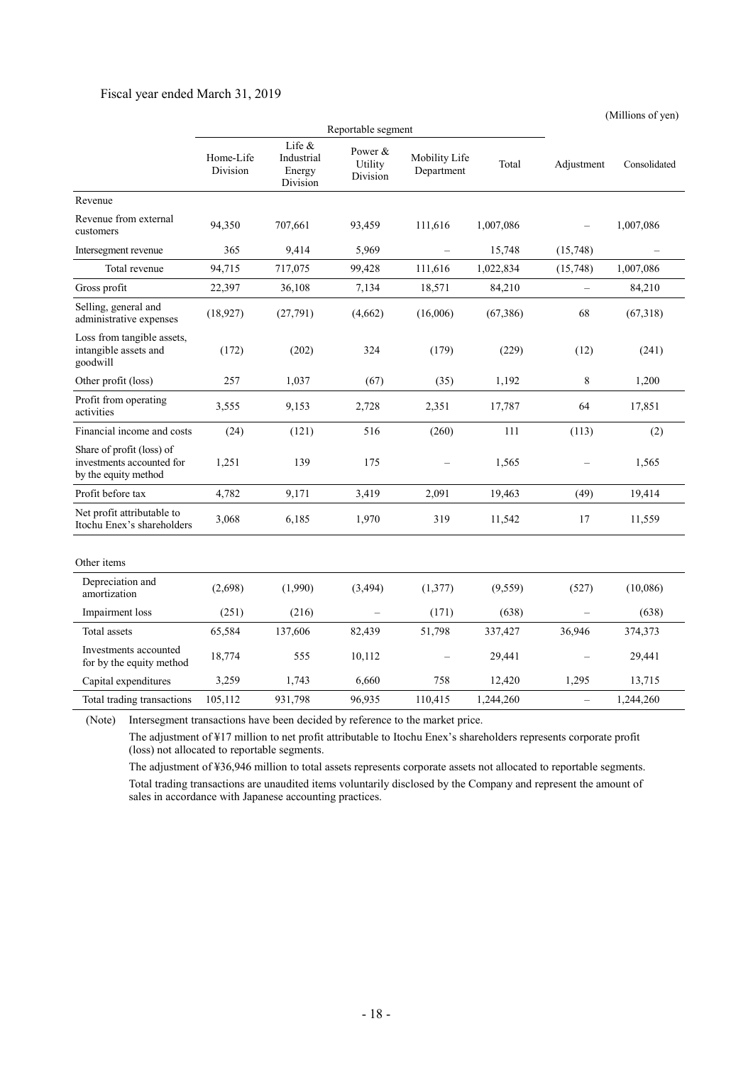Fiscal year ended March 31, 2019

(Millions of yen)

| | Reportable segment | | | | | | |
|---|---|---|---|---|---|---|---|
| | Home-Life Division | Life & Industrial Energy Division | Power & Utility Division | Mobility Life Department | Total | Adjustment | Consolidated |
| Revenue | | | | | | | |
| Revenue from external customers | 94,350 | 707,661 | 93,459 | 111,616 | 1,007,086 | – | 1,007,086 |
| Intersegment revenue | 365 | 9,414 | 5,969 | – | 15,748 | (15,748) | – |
| Total revenue | 94,715 | 717,075 | 99,428 | 111,616 | 1,022,834 | (15,748) | 1,007,086 |
| Gross profit | 22,397 | 36,108 | 7,134 | 18,571 | 84,210 | – | 84,210 |
| Selling, general and administrative expenses | (18,927) | (27,791) | (4,662) | (16,006) | (67,386) | 68 | (67,318) |
| Loss from tangible assets, intangible assets and goodwill | (172) | (202) | 324 | (179) | (229) | (12) | (241) |
| Other profit (loss) | 257 | 1,037 | (67) | (35) | 1,192 | 8 | 1,200 |
| Profit from operating activities | 3,555 | 9,153 | 2,728 | 2,351 | 17,787 | 64 | 17,851 |
| Financial income and costs | (24) | (121) | 516 | (260) | 111 | (113) | (2) |
| Share of profit (loss) of investments accounted for by the equity method | 1,251 | 139 | 175 | – | 1,565 | – | 1,565 |
| Profit before tax | 4,782 | 9,171 | 3,419 | 2,091 | 19,463 | (49) | 19,414 |
| Net profit attributable to Itochu Enex's shareholders | 3,068 | 6,185 | 1,970 | 319 | 11,542 | 17 | 11,559 |
| | | | | | | | |
| Other items | | | | | | | |
| Depreciation and amortization | (2,698) | (1,990) | (3,494) | (1,377) | (9,559) | (527) | (10,086) |
| Impairment loss | (251) | (216) | – | (171) | (638) | – | (638) |
| Total assets | 65,584 | 137,606 | 82,439 | 51,798 | 337,427 | 36,946 | 374,373 |
| Investments accounted for by the equity method | 18,774 | 555 | 10,112 | – | 29,441 | – | 29,441 |
| Capital expenditures | 3,259 | 1,743 | 6,660 | 758 | 12,420 | 1,295 | 13,715 |
| Total trading transactions | 105,112 | 931,798 | 96,935 | 110,415 | 1,244,260 | – | 1,244,260 |

(Note) Intersegment transactions have been decided by reference to the market price.

The adjustment of ¥17 million to net profit attributable to Itochu Enex's shareholders represents corporate profit (loss) not allocated to reportable segments.

The adjustment of ¥36,946 million to total assets represents corporate assets not allocated to reportable segments.

Total trading transactions are unaudited items voluntarily disclosed by the Company and represent the amount of sales in accordance with Japanese accounting practices.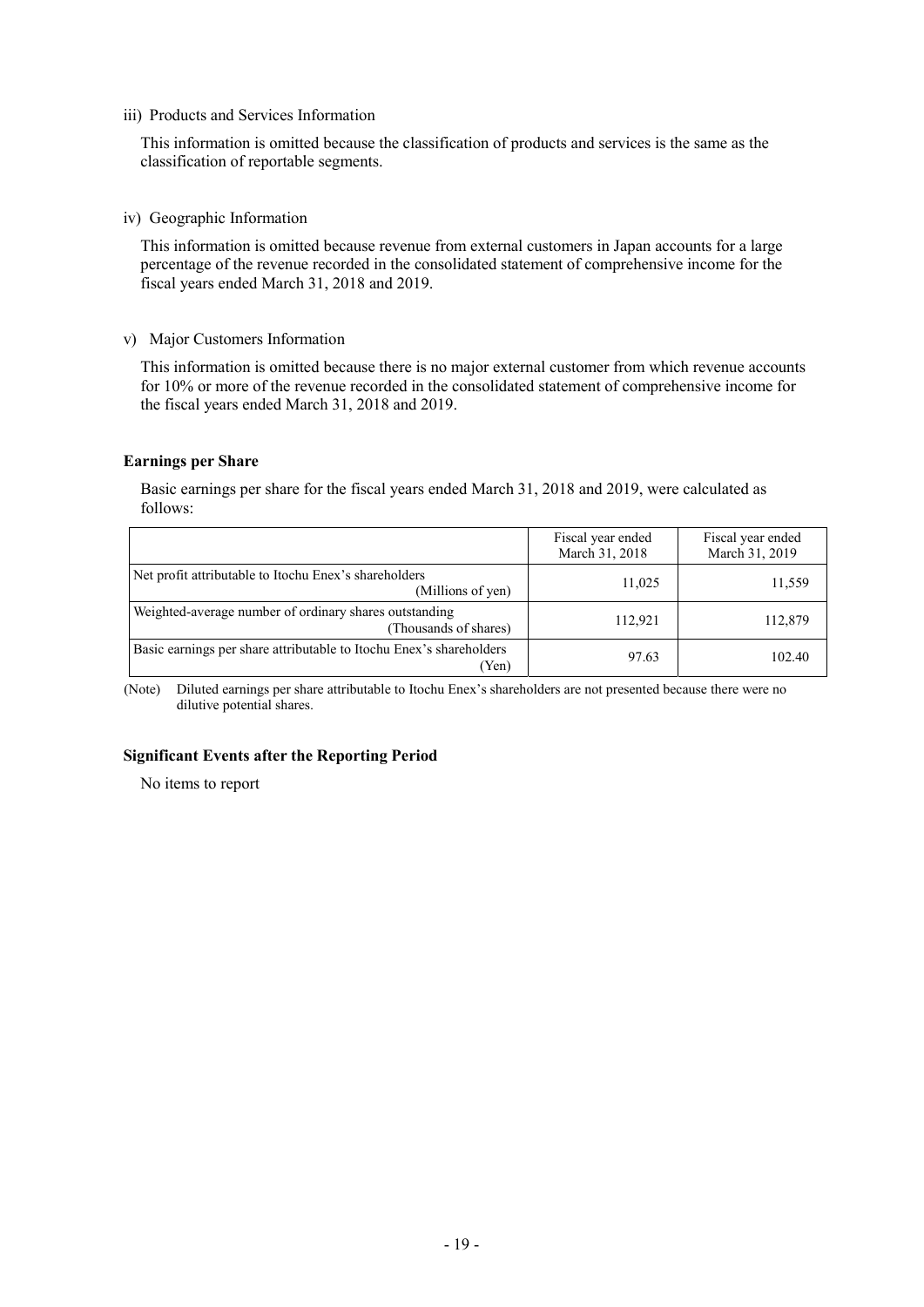iii) Products and Services Information

This information is omitted because the classification of products and services is the same as the classification of reportable segments.

iv) Geographic Information

This information is omitted because revenue from external customers in Japan accounts for a large percentage of the revenue recorded in the consolidated statement of comprehensive income for the fiscal years ended March 31, 2018 and 2019.

v) Major Customers Information

This information is omitted because there is no major external customer from which revenue accounts for 10% or more of the revenue recorded in the consolidated statement of comprehensive income for the fiscal years ended March 31, 2018 and 2019.

**Earnings per Share**

Basic earnings per share for the fiscal years ended March 31, 2018 and 2019, were calculated as follows:

| | Fiscal year ended March 31, 2018 | Fiscal year ended March 31, 2019 |
|---|---|---|
| Net profit attributable to Itochu Enex's shareholders (Millions of yen) | 11,025 | 11,559 |
| Weighted-average number of ordinary shares outstanding (Thousands of shares) | 112,921 | 112,879 |
| Basic earnings per share attributable to Itochu Enex's shareholders (Yen) | 97.63 | 102.40 |

(Note) Diluted earnings per share attributable to Itochu Enex's shareholders are not presented because there were no dilutive potential shares.

**Significant Events after the Reporting Period**

No items to report